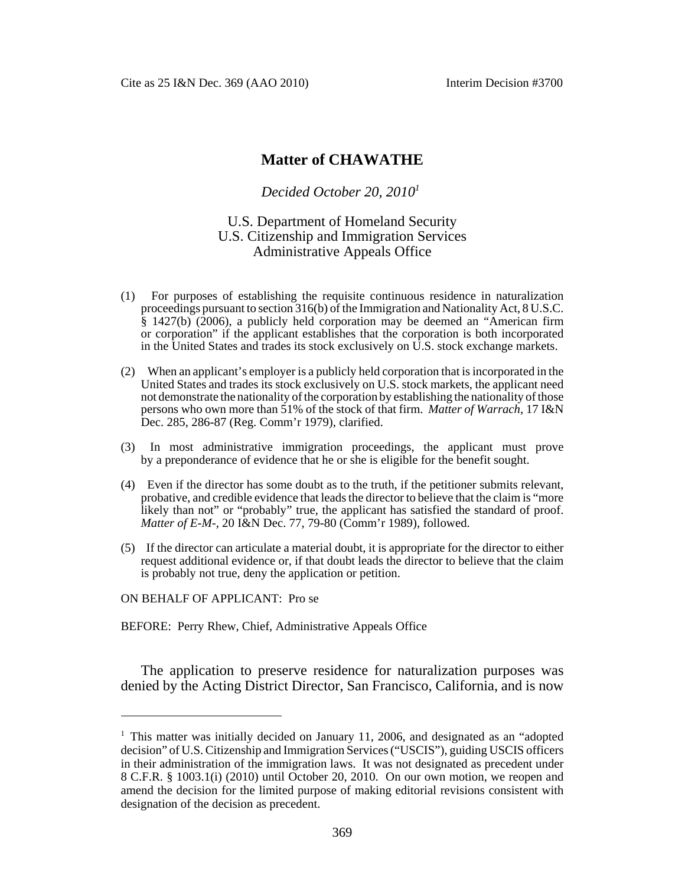Cite as 25 I&N Dec. 369 (AAO 2010) Interim Decision #3700

# Matter of CHAWATHE

*Decided October 20, 2010*[1]

U.S. Department of Homeland Security
U.S. Citizenship and Immigration Services
Administrative Appeals Office

(1) For purposes of establishing the requisite continuous residence in naturalization proceedings pursuant to section 316(b) of the Immigration and Nationality Act, 8 U.S.C. § 1427(b) (2006), a publicly held corporation may be deemed an "American firm or corporation" if the applicant establishes that the corporation is both incorporated in the United States and trades its stock exclusively on U.S. stock exchange markets.

(2) When an applicant's employer is a publicly held corporation that is incorporated in the United States and trades its stock exclusively on U.S. stock markets, the applicant need not demonstrate the nationality of the corporation by establishing the nationality of those persons who own more than 51% of the stock of that firm. *Matter of Warrach*, 17 I&N Dec. 285, 286-87 (Reg. Comm'r 1979), clarified.

(3) In most administrative immigration proceedings, the applicant must prove by a preponderance of evidence that he or she is eligible for the benefit sought.

(4) Even if the director has some doubt as to the truth, if the petitioner submits relevant, probative, and credible evidence that leads the director to believe that the claim is "more likely than not" or "probably" true, the applicant has satisfied the standard of proof. *Matter of E-M-*, 20 I&N Dec. 77, 79-80 (Comm'r 1989), followed.

(5) If the director can articulate a material doubt, it is appropriate for the director to either request additional evidence or, if that doubt leads the director to believe that the claim is probably not true, deny the application or petition.

ON BEHALF OF APPLICANT: Pro se

BEFORE: Perry Rhew, Chief, Administrative Appeals Office

The application to preserve residence for naturalization purposes was denied by the Acting District Director, San Francisco, California, and is now

[1] This matter was initially decided on January 11, 2006, and designated as an "adopted decision" of U.S. Citizenship and Immigration Services ("USCIS"), guiding USCIS officers in their administration of the immigration laws. It was not designated as precedent under 8 C.F.R. § 1003.1(i) (2010) until October 20, 2010. On our own motion, we reopen and amend the decision for the limited purpose of making editorial revisions consistent with designation of the decision as precedent.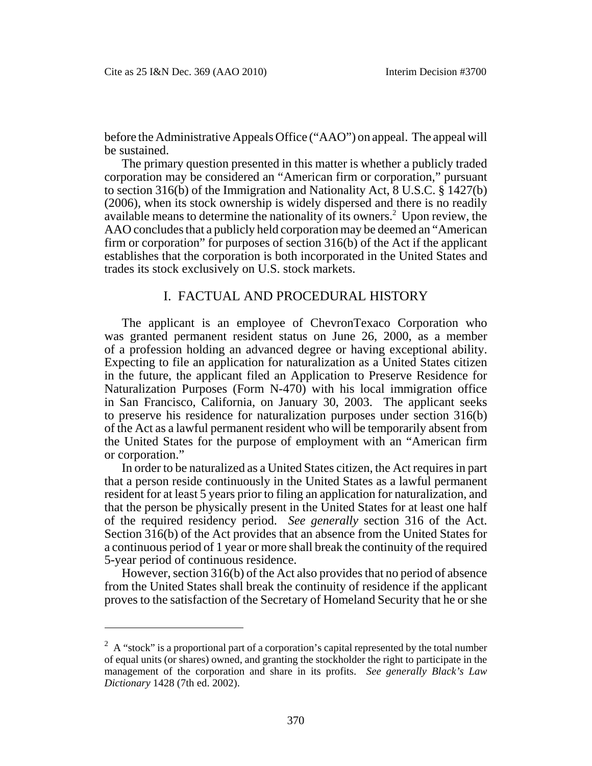before the Administrative Appeals Office ("AAO") on appeal. The appeal will be sustained.

The primary question presented in this matter is whether a publicly traded corporation may be considered an "American firm or corporation," pursuant to section 316(b) of the Immigration and Nationality Act, 8 U.S.C. § 1427(b) (2006), when its stock ownership is widely dispersed and there is no readily available means to determine the nationality of its owners.[2] Upon review, the AAO concludes that a publicly held corporation may be deemed an "American firm or corporation" for purposes of section 316(b) of the Act if the applicant establishes that the corporation is both incorporated in the United States and trades its stock exclusively on U.S. stock markets.

## I. FACTUAL AND PROCEDURAL HISTORY

The applicant is an employee of ChevronTexaco Corporation who was granted permanent resident status on June 26, 2000, as a member of a profession holding an advanced degree or having exceptional ability. Expecting to file an application for naturalization as a United States citizen in the future, the applicant filed an Application to Preserve Residence for Naturalization Purposes (Form N-470) with his local immigration office in San Francisco, California, on January 30, 2003. The applicant seeks to preserve his residence for naturalization purposes under section 316(b) of the Act as a lawful permanent resident who will be temporarily absent from the United States for the purpose of employment with an "American firm or corporation."

In order to be naturalized as a United States citizen, the Act requires in part that a person reside continuously in the United States as a lawful permanent resident for at least 5 years prior to filing an application for naturalization, and that the person be physically present in the United States for at least one half of the required residency period. *See generally* section 316 of the Act. Section 316(b) of the Act provides that an absence from the United States for a continuous period of 1 year or more shall break the continuity of the required 5-year period of continuous residence.

However, section 316(b) of the Act also provides that no period of absence from the United States shall break the continuity of residence if the applicant proves to the satisfaction of the Secretary of Homeland Security that he or she

---

[2] A "stock" is a proportional part of a corporation's capital represented by the total number of equal units (or shares) owned, and granting the stockholder the right to participate in the management of the corporation and share in its profits. *See generally Black's Law Dictionary* 1428 (7th ed. 2002).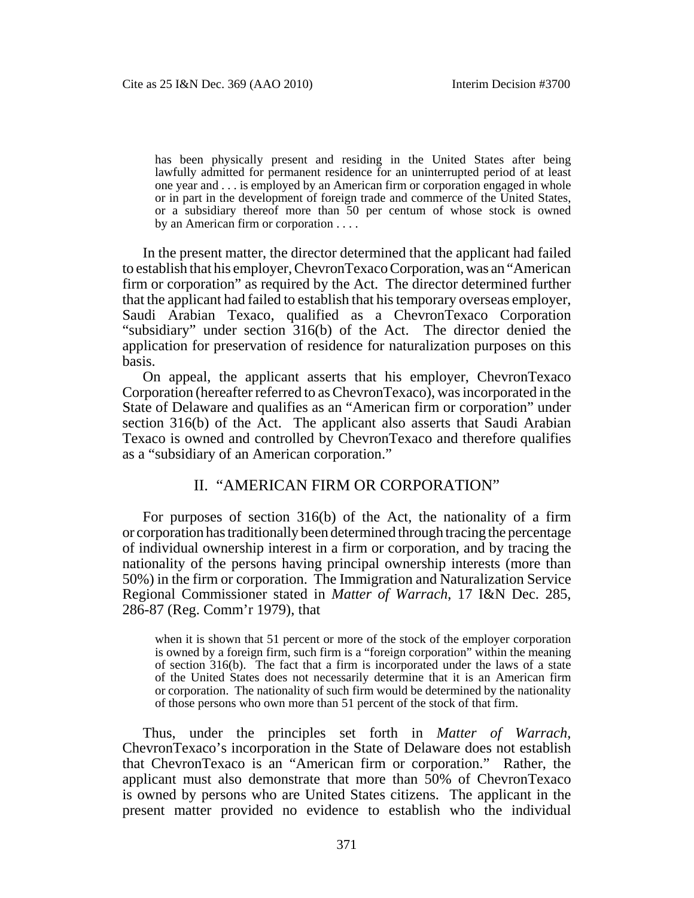> has been physically present and residing in the United States after being lawfully admitted for permanent residence for an uninterrupted period of at least one year and . . . is employed by an American firm or corporation engaged in whole or in part in the development of foreign trade and commerce of the United States, or a subsidiary thereof more than 50 per centum of whose stock is owned by an American firm or corporation . . . .

In the present matter, the director determined that the applicant had failed to establish that his employer, ChevronTexaco Corporation, was an "American firm or corporation" as required by the Act. The director determined further that the applicant had failed to establish that his temporary overseas employer, Saudi Arabian Texaco, qualified as a ChevronTexaco Corporation "subsidiary" under section 316(b) of the Act. The director denied the application for preservation of residence for naturalization purposes on this basis.

On appeal, the applicant asserts that his employer, ChevronTexaco Corporation (hereafter referred to as ChevronTexaco), was incorporated in the State of Delaware and qualifies as an "American firm or corporation" under section 316(b) of the Act. The applicant also asserts that Saudi Arabian Texaco is owned and controlled by ChevronTexaco and therefore qualifies as a "subsidiary of an American corporation."

## II. "AMERICAN FIRM OR CORPORATION"

For purposes of section 316(b) of the Act, the nationality of a firm or corporation has traditionally been determined through tracing the percentage of individual ownership interest in a firm or corporation, and by tracing the nationality of the persons having principal ownership interests (more than 50%) in the firm or corporation. The Immigration and Naturalization Service Regional Commissioner stated in *Matter of Warrach*, 17 I&N Dec. 285, 286-87 (Reg. Comm'r 1979), that

> when it is shown that 51 percent or more of the stock of the employer corporation is owned by a foreign firm, such firm is a "foreign corporation" within the meaning of section 316(b). The fact that a firm is incorporated under the laws of a state of the United States does not necessarily determine that it is an American firm or corporation. The nationality of such firm would be determined by the nationality of those persons who own more than 51 percent of the stock of that firm.

Thus, under the principles set forth in *Matter of Warrach*, ChevronTexaco's incorporation in the State of Delaware does not establish that ChevronTexaco is an "American firm or corporation." Rather, the applicant must also demonstrate that more than 50% of ChevronTexaco is owned by persons who are United States citizens. The applicant in the present matter provided no evidence to establish who the individual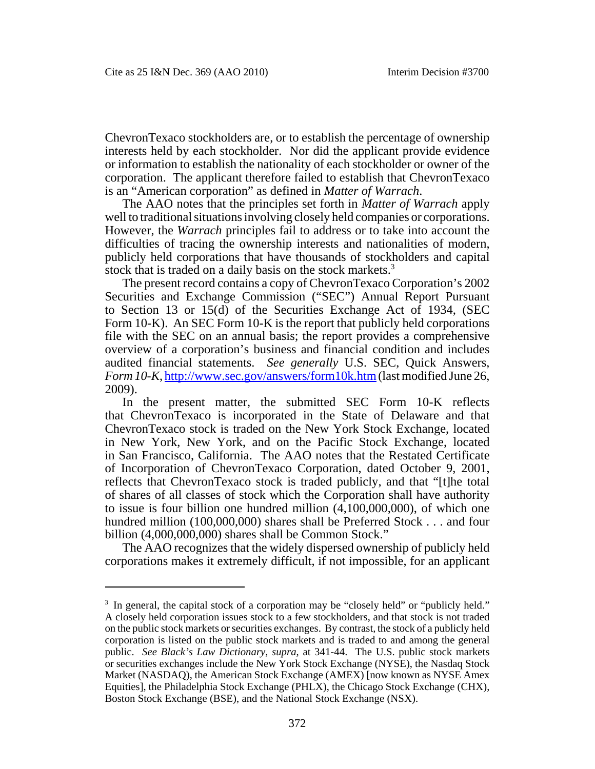ChevronTexaco stockholders are, or to establish the percentage of ownership interests held by each stockholder. Nor did the applicant provide evidence or information to establish the nationality of each stockholder or owner of the corporation. The applicant therefore failed to establish that ChevronTexaco is an "American corporation" as defined in *Matter of Warrach*.

The AAO notes that the principles set forth in *Matter of Warrach* apply well to traditional situations involving closely held companies or corporations. However, the *Warrach* principles fail to address or to take into account the difficulties of tracing the ownership interests and nationalities of modern, publicly held corporations that have thousands of stockholders and capital stock that is traded on a daily basis on the stock markets.[3]

The present record contains a copy of ChevronTexaco Corporation's 2002 Securities and Exchange Commission ("SEC") Annual Report Pursuant to Section 13 or 15(d) of the Securities Exchange Act of 1934, (SEC Form 10-K). An SEC Form 10-K is the report that publicly held corporations file with the SEC on an annual basis; the report provides a comprehensive overview of a corporation's business and financial condition and includes audited financial statements. *See generally* U.S. SEC, Quick Answers, *Form 10-K*, http://www.sec.gov/answers/form10k.htm (last modified June 26, 2009).

In the present matter, the submitted SEC Form 10-K reflects that ChevronTexaco is incorporated in the State of Delaware and that ChevronTexaco stock is traded on the New York Stock Exchange, located in New York, New York, and on the Pacific Stock Exchange, located in San Francisco, California. The AAO notes that the Restated Certificate of Incorporation of ChevronTexaco Corporation, dated October 9, 2001, reflects that ChevronTexaco stock is traded publicly, and that "[t]he total of shares of all classes of stock which the Corporation shall have authority to issue is four billion one hundred million (4,100,000,000), of which one hundred million (100,000,000) shares shall be Preferred Stock . . . and four billion (4,000,000,000) shares shall be Common Stock."

The AAO recognizes that the widely dispersed ownership of publicly held corporations makes it extremely difficult, if not impossible, for an applicant

---

[3] In general, the capital stock of a corporation may be "closely held" or "publicly held." A closely held corporation issues stock to a few stockholders, and that stock is not traded on the public stock markets or securities exchanges. By contrast, the stock of a publicly held corporation is listed on the public stock markets and is traded to and among the general public. *See Black's Law Dictionary*, *supra*, at 341-44. The U.S. public stock markets or securities exchanges include the New York Stock Exchange (NYSE), the Nasdaq Stock Market (NASDAQ), the American Stock Exchange (AMEX) [now known as NYSE Amex Equities], the Philadelphia Stock Exchange (PHLX), the Chicago Stock Exchange (CHX), Boston Stock Exchange (BSE), and the National Stock Exchange (NSX).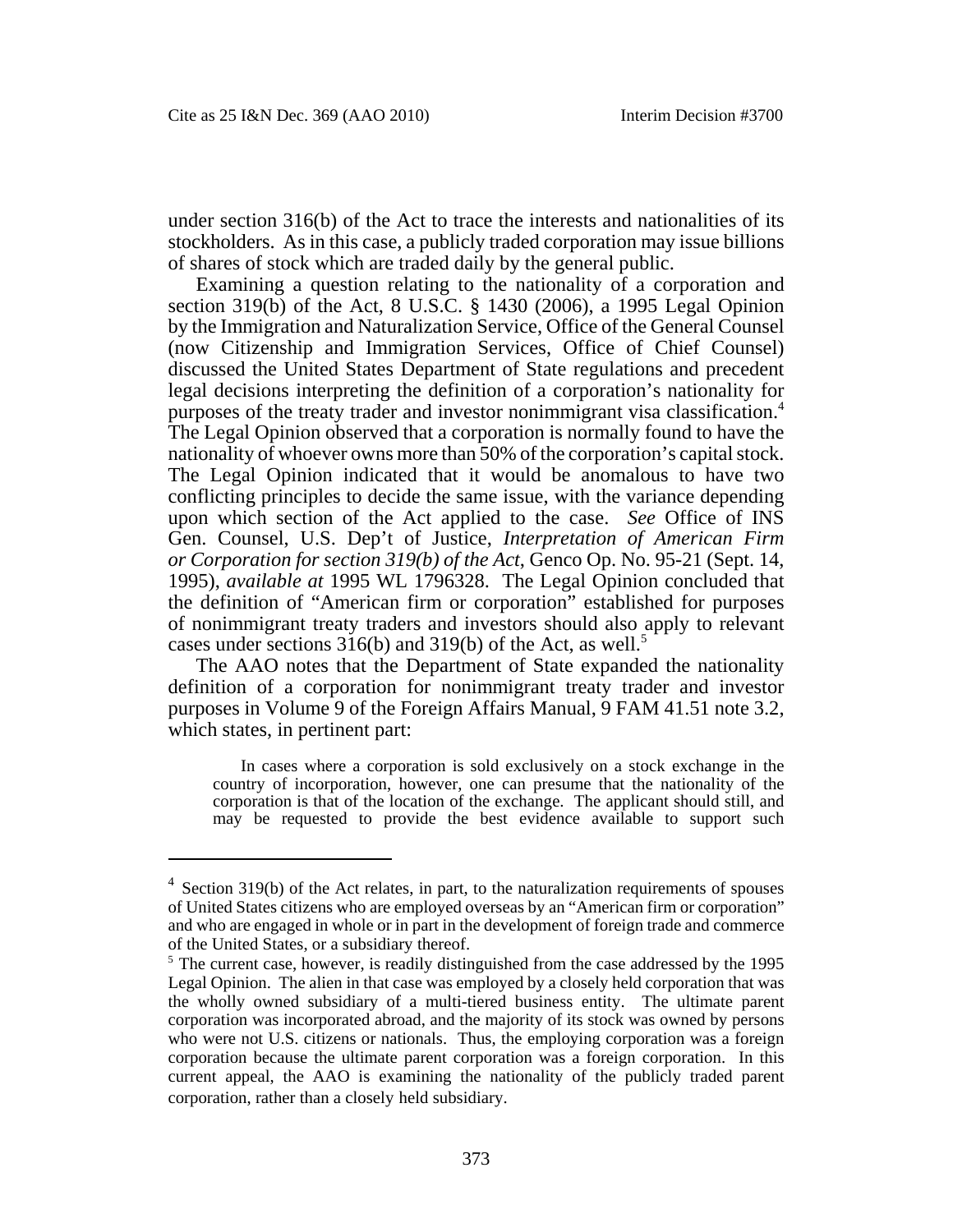under section 316(b) of the Act to trace the interests and nationalities of its stockholders. As in this case, a publicly traded corporation may issue billions of shares of stock which are traded daily by the general public.

Examining a question relating to the nationality of a corporation and section 319(b) of the Act, 8 U.S.C. § 1430 (2006), a 1995 Legal Opinion by the Immigration and Naturalization Service, Office of the General Counsel (now Citizenship and Immigration Services, Office of Chief Counsel) discussed the United States Department of State regulations and precedent legal decisions interpreting the definition of a corporation's nationality for purposes of the treaty trader and investor nonimmigrant visa classification.[4] The Legal Opinion observed that a corporation is normally found to have the nationality of whoever owns more than 50% of the corporation's capital stock. The Legal Opinion indicated that it would be anomalous to have two conflicting principles to decide the same issue, with the variance depending upon which section of the Act applied to the case. *See* Office of INS Gen. Counsel, U.S. Dep't of Justice, *Interpretation of American Firm or Corporation for section 319(b) of the Act*, Genco Op. No. 95-21 (Sept. 14, 1995), *available at* 1995 WL 1796328. The Legal Opinion concluded that the definition of "American firm or corporation" established for purposes of nonimmigrant treaty traders and investors should also apply to relevant cases under sections 316(b) and 319(b) of the Act, as well.[5]

The AAO notes that the Department of State expanded the nationality definition of a corporation for nonimmigrant treaty trader and investor purposes in Volume 9 of the Foreign Affairs Manual, 9 FAM 41.51 note 3.2, which states, in pertinent part:

> In cases where a corporation is sold exclusively on a stock exchange in the country of incorporation, however, one can presume that the nationality of the corporation is that of the location of the exchange. The applicant should still, and may be requested to provide the best evidence available to support such

---

[4] Section 319(b) of the Act relates, in part, to the naturalization requirements of spouses of United States citizens who are employed overseas by an "American firm or corporation" and who are engaged in whole or in part in the development of foreign trade and commerce of the United States, or a subsidiary thereof.

[5] The current case, however, is readily distinguished from the case addressed by the 1995 Legal Opinion. The alien in that case was employed by a closely held corporation that was the wholly owned subsidiary of a multi-tiered business entity. The ultimate parent corporation was incorporated abroad, and the majority of its stock was owned by persons who were not U.S. citizens or nationals. Thus, the employing corporation was a foreign corporation because the ultimate parent corporation was a foreign corporation. In this current appeal, the AAO is examining the nationality of the publicly traded parent corporation, rather than a closely held subsidiary.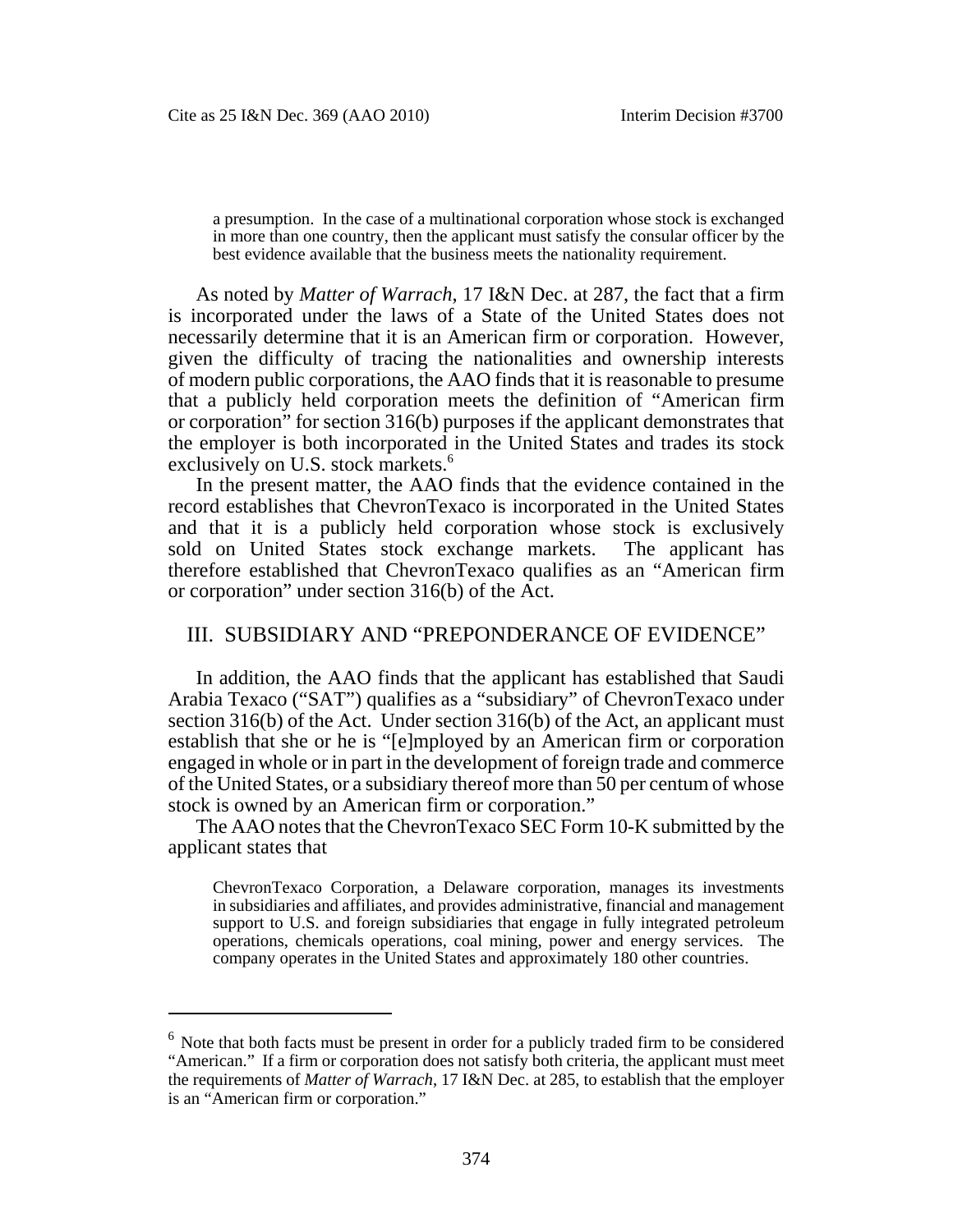> a presumption. In the case of a multinational corporation whose stock is exchanged in more than one country, then the applicant must satisfy the consular officer by the best evidence available that the business meets the nationality requirement.

As noted by *Matter of Warrach*, 17 I&N Dec. at 287, the fact that a firm is incorporated under the laws of a State of the United States does not necessarily determine that it is an American firm or corporation. However, given the difficulty of tracing the nationalities and ownership interests of modern public corporations, the AAO finds that it is reasonable to presume that a publicly held corporation meets the definition of "American firm or corporation" for section 316(b) purposes if the applicant demonstrates that the employer is both incorporated in the United States and trades its stock exclusively on U.S. stock markets.[6]

In the present matter, the AAO finds that the evidence contained in the record establishes that ChevronTexaco is incorporated in the United States and that it is a publicly held corporation whose stock is exclusively sold on United States stock exchange markets. The applicant has therefore established that ChevronTexaco qualifies as an "American firm or corporation" under section 316(b) of the Act.

## III. SUBSIDIARY AND "PREPONDERANCE OF EVIDENCE"

In addition, the AAO finds that the applicant has established that Saudi Arabia Texaco ("SAT") qualifies as a "subsidiary" of ChevronTexaco under section 316(b) of the Act. Under section 316(b) of the Act, an applicant must establish that she or he is "[e]mployed by an American firm or corporation engaged in whole or in part in the development of foreign trade and commerce of the United States, or a subsidiary thereof more than 50 per centum of whose stock is owned by an American firm or corporation."

The AAO notes that the ChevronTexaco SEC Form 10-K submitted by the applicant states that

> ChevronTexaco Corporation, a Delaware corporation, manages its investments in subsidiaries and affiliates, and provides administrative, financial and management support to U.S. and foreign subsidiaries that engage in fully integrated petroleum operations, chemicals operations, coal mining, power and energy services. The company operates in the United States and approximately 180 other countries.

---

[6] Note that both facts must be present in order for a publicly traded firm to be considered "American." If a firm or corporation does not satisfy both criteria, the applicant must meet the requirements of *Matter of Warrach*, 17 I&N Dec. at 285, to establish that the employer is an "American firm or corporation."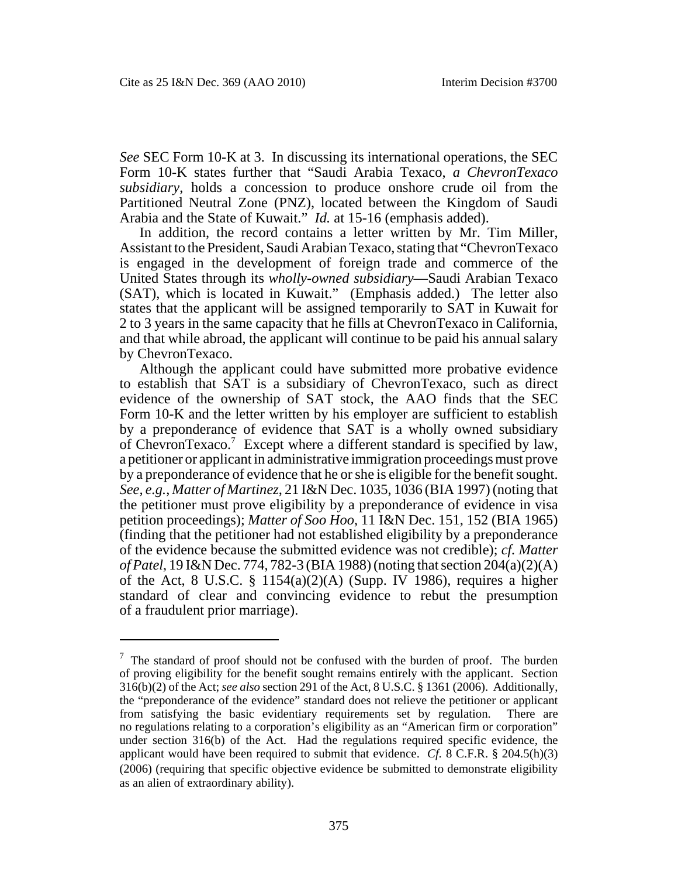*See* SEC Form 10-K at 3. In discussing its international operations, the SEC Form 10-K states further that "Saudi Arabia Texaco, *a ChevronTexaco subsidiary*, holds a concession to produce onshore crude oil from the Partitioned Neutral Zone (PNZ), located between the Kingdom of Saudi Arabia and the State of Kuwait." *Id.* at 15-16 (emphasis added).

In addition, the record contains a letter written by Mr. Tim Miller, Assistant to the President, Saudi Arabian Texaco, stating that "ChevronTexaco is engaged in the development of foreign trade and commerce of the United States through its *wholly-owned subsidiary*—Saudi Arabian Texaco (SAT), which is located in Kuwait." (Emphasis added.) The letter also states that the applicant will be assigned temporarily to SAT in Kuwait for 2 to 3 years in the same capacity that he fills at ChevronTexaco in California, and that while abroad, the applicant will continue to be paid his annual salary by ChevronTexaco.

Although the applicant could have submitted more probative evidence to establish that SAT is a subsidiary of ChevronTexaco, such as direct evidence of the ownership of SAT stock, the AAO finds that the SEC Form 10-K and the letter written by his employer are sufficient to establish by a preponderance of evidence that SAT is a wholly owned subsidiary of ChevronTexaco.[7] Except where a different standard is specified by law, a petitioner or applicant in administrative immigration proceedings must prove by a preponderance of evidence that he or she is eligible for the benefit sought. *See, e.g.*, *Matter of Martinez*, 21 I&N Dec. 1035, 1036 (BIA 1997) (noting that the petitioner must prove eligibility by a preponderance of evidence in visa petition proceedings); *Matter of Soo Hoo*, 11 I&N Dec. 151, 152 (BIA 1965) (finding that the petitioner had not established eligibility by a preponderance of the evidence because the submitted evidence was not credible); *cf. Matter of Patel*, 19 I&N Dec. 774, 782-3 (BIA 1988) (noting that section 204(a)(2)(A) of the Act, 8 U.S.C. § 1154(a)(2)(A) (Supp. IV 1986), requires a higher standard of clear and convincing evidence to rebut the presumption of a fraudulent prior marriage).

---

[7] The standard of proof should not be confused with the burden of proof. The burden of proving eligibility for the benefit sought remains entirely with the applicant. Section 316(b)(2) of the Act; *see also* section 291 of the Act, 8 U.S.C. § 1361 (2006). Additionally, the "preponderance of the evidence" standard does not relieve the petitioner or applicant from satisfying the basic evidentiary requirements set by regulation. There are no regulations relating to a corporation's eligibility as an "American firm or corporation" under section 316(b) of the Act. Had the regulations required specific evidence, the applicant would have been required to submit that evidence. *Cf.* 8 C.F.R. § 204.5(h)(3) (2006) (requiring that specific objective evidence be submitted to demonstrate eligibility as an alien of extraordinary ability).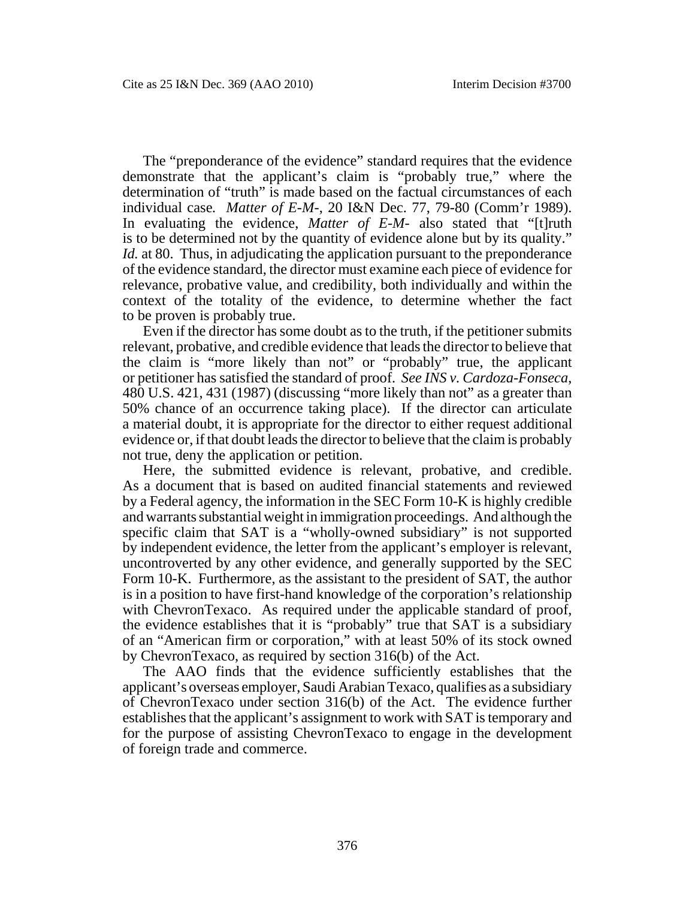The "preponderance of the evidence" standard requires that the evidence demonstrate that the applicant's claim is "probably true," where the determination of "truth" is made based on the factual circumstances of each individual case. *Matter of E-M-*, 20 I&N Dec. 77, 79-80 (Comm'r 1989). In evaluating the evidence, *Matter of E-M-* also stated that "[t]ruth is to be determined not by the quantity of evidence alone but by its quality." *Id.* at 80. Thus, in adjudicating the application pursuant to the preponderance of the evidence standard, the director must examine each piece of evidence for relevance, probative value, and credibility, both individually and within the context of the totality of the evidence, to determine whether the fact to be proven is probably true.

Even if the director has some doubt as to the truth, if the petitioner submits relevant, probative, and credible evidence that leads the director to believe that the claim is "more likely than not" or "probably" true, the applicant or petitioner has satisfied the standard of proof. *See INS v. Cardoza-Fonseca*, 480 U.S. 421, 431 (1987) (discussing "more likely than not" as a greater than 50% chance of an occurrence taking place). If the director can articulate a material doubt, it is appropriate for the director to either request additional evidence or, if that doubt leads the director to believe that the claim is probably not true, deny the application or petition.

Here, the submitted evidence is relevant, probative, and credible. As a document that is based on audited financial statements and reviewed by a Federal agency, the information in the SEC Form 10-K is highly credible and warrants substantial weight in immigration proceedings. And although the specific claim that SAT is a "wholly-owned subsidiary" is not supported by independent evidence, the letter from the applicant's employer is relevant, uncontroverted by any other evidence, and generally supported by the SEC Form 10-K. Furthermore, as the assistant to the president of SAT, the author is in a position to have first-hand knowledge of the corporation's relationship with ChevronTexaco. As required under the applicable standard of proof, the evidence establishes that it is "probably" true that SAT is a subsidiary of an "American firm or corporation," with at least 50% of its stock owned by ChevronTexaco, as required by section 316(b) of the Act.

The AAO finds that the evidence sufficiently establishes that the applicant's overseas employer, Saudi Arabian Texaco, qualifies as a subsidiary of ChevronTexaco under section 316(b) of the Act. The evidence further establishes that the applicant's assignment to work with SAT is temporary and for the purpose of assisting ChevronTexaco to engage in the development of foreign trade and commerce.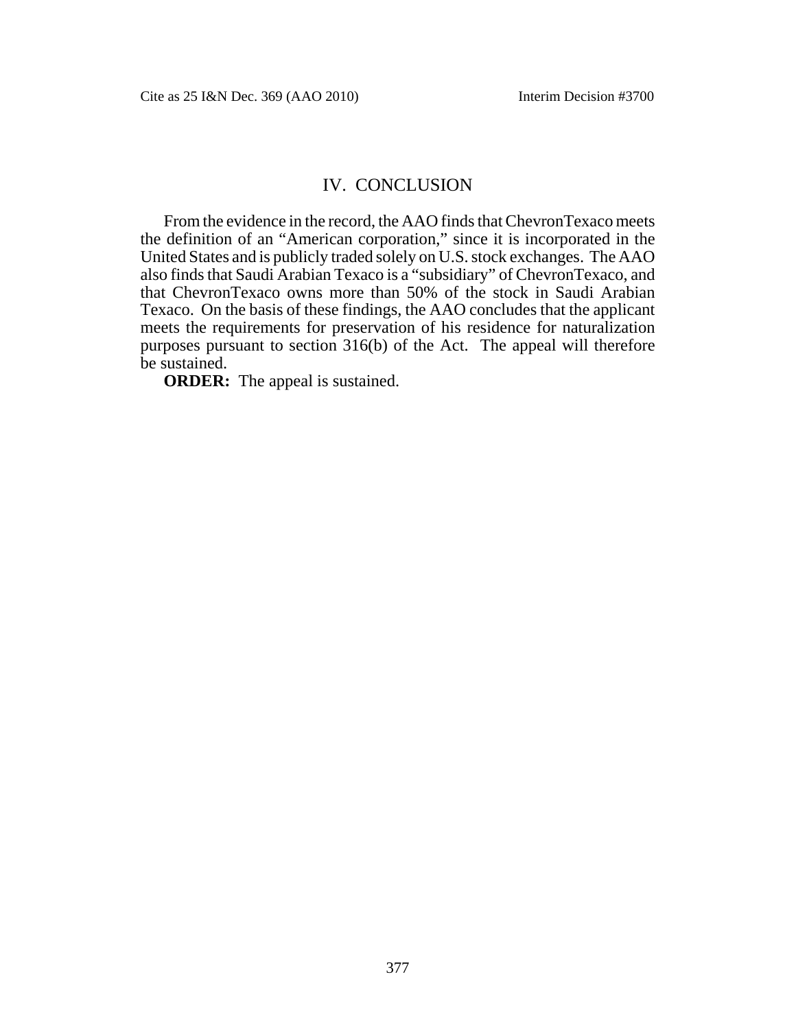## IV. CONCLUSION

From the evidence in the record, the AAO finds that ChevronTexaco meets the definition of an "American corporation," since it is incorporated in the United States and is publicly traded solely on U.S. stock exchanges. The AAO also finds that Saudi Arabian Texaco is a "subsidiary" of ChevronTexaco, and that ChevronTexaco owns more than 50% of the stock in Saudi Arabian Texaco. On the basis of these findings, the AAO concludes that the applicant meets the requirements for preservation of his residence for naturalization purposes pursuant to section 316(b) of the Act. The appeal will therefore be sustained.

**ORDER:** The appeal is sustained.